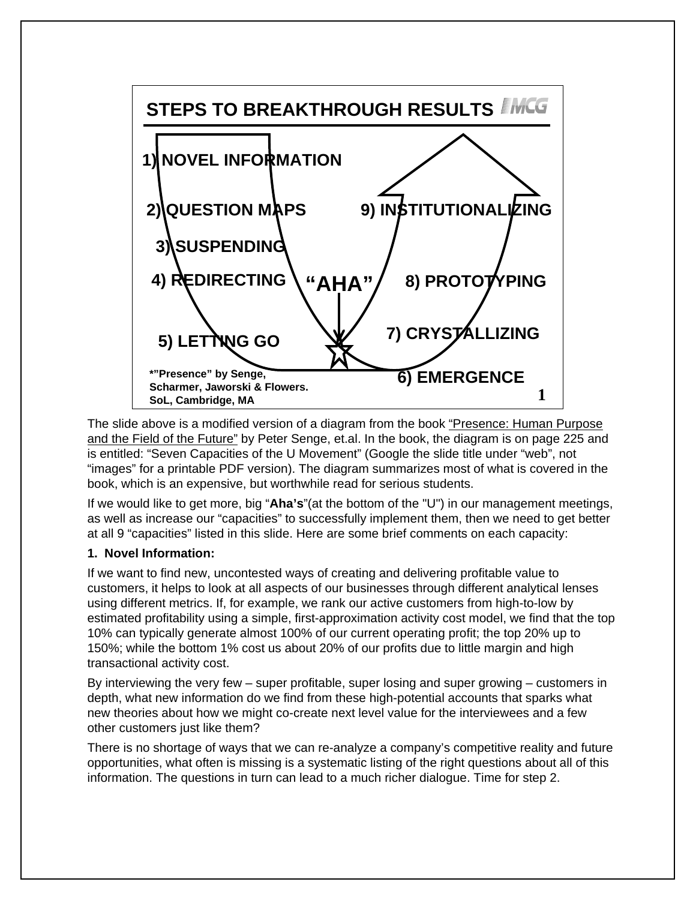**STEPS TO BREAKTHROUGH RESULTS**

1) NOVEL INFORMATION

2) QUESTION MAPS

3) SUSPENDING

4) REDIRECTING

5) LETTING GO

"AHA"

6) EMERGENCE

7) CRYSTALLIZING

8) PROTOTYPING

9) INSTITUTIONALIZING

*"Presence" by Senge, Scharmer, Jaworski & Flowers. SoL, Cambridge, MA

The slide above is a modified version of a diagram from the book "Presence: Human Purpose and the Field of the Future" by Peter Senge, et.al. In the book, the diagram is on page 225 and is entitled: "Seven Capacities of the U Movement" (Google the slide title under "web", not "images" for a printable PDF version). The diagram summarizes most of what is covered in the book, which is an expensive, but worthwhile read for serious students.

If we would like to get more, big "**Aha's**"(at the bottom of the "U") in our management meetings, as well as increase our "capacities" to successfully implement them, then we need to get better at all 9 "capacities" listed in this slide. Here are some brief comments on each capacity:

**1. Novel Information:**

If we want to find new, uncontested ways of creating and delivering profitable value to customers, it helps to look at all aspects of our businesses through different analytical lenses using different metrics. If, for example, we rank our active customers from high-to-low by estimated profitability using a simple, first-approximation activity cost model, we find that the top 10% can typically generate almost 100% of our current operating profit; the top 20% up to 150%; while the bottom 1% cost us about 20% of our profits due to little margin and high transactional activity cost.

By interviewing the very few – super profitable, super losing and super growing – customers in depth, what new information do we find from these high-potential accounts that sparks what new theories about how we might co-create next level value for the interviewees and a few other customers just like them?

There is no shortage of ways that we can re-analyze a company's competitive reality and future opportunities, what often is missing is a systematic listing of the right questions about all of this information. The questions in turn can lead to a much richer dialogue. Time for step 2.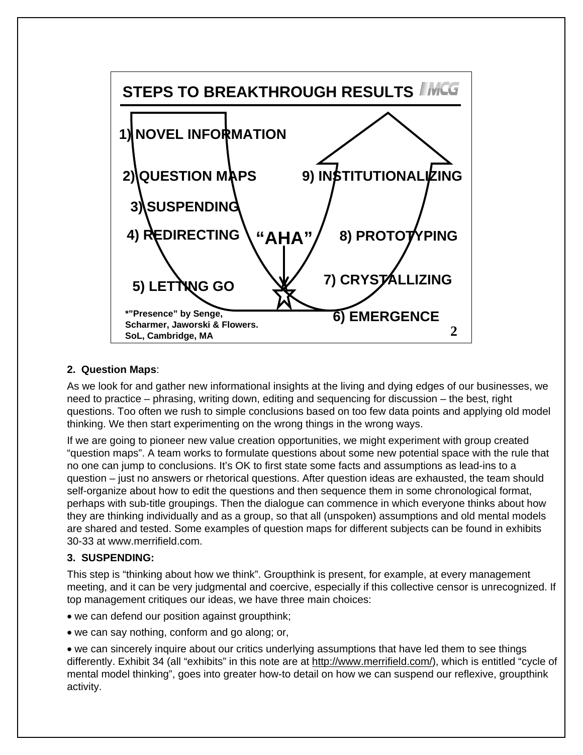**STEPS TO BREAKTHROUGH RESULTS**

1) NOVEL INFORMATION
2) QUESTION MAPS
3) SUSPENDING
4) REDIRECTING
5) LETTING GO
6) EMERGENCE
7) CRYSTALLIZING
8) PROTOTYPING
9) INSTITUTIONALIZING

"AHA"

*"Presence" by Senge, Scharmer, Jaworski & Flowers. SoL, Cambridge, MA

**2. Question Maps**:

As we look for and gather new informational insights at the living and dying edges of our businesses, we need to practice – phrasing, writing down, editing and sequencing for discussion – the best, right questions. Too often we rush to simple conclusions based on too few data points and applying old model thinking. We then start experimenting on the wrong things in the wrong ways.

If we are going to pioneer new value creation opportunities, we might experiment with group created "question maps". A team works to formulate questions about some new potential space with the rule that no one can jump to conclusions. It's OK to first state some facts and assumptions as lead-ins to a question – just no answers or rhetorical questions. After question ideas are exhausted, the team should self-organize about how to edit the questions and then sequence them in some chronological format, perhaps with sub-title groupings. Then the dialogue can commence in which everyone thinks about how they are thinking individually and as a group, so that all (unspoken) assumptions and old mental models are shared and tested. Some examples of question maps for different subjects can be found in exhibits 30-33 at www.merrifield.com.

**3. SUSPENDING:**

This step is "thinking about how we think". Groupthink is present, for example, at every management meeting, and it can be very judgmental and coercive, especially if this collective censor is unrecognized. If top management critiques our ideas, we have three main choices:

- we can defend our position against groupthink;
- we can say nothing, conform and go along; or,
- we can sincerely inquire about our critics underlying assumptions that have led them to see things differently. Exhibit 34 (all "exhibits" in this note are at http://www.merrifield.com/), which is entitled "cycle of mental model thinking", goes into greater how-to detail on how we can suspend our reflexive, groupthink activity.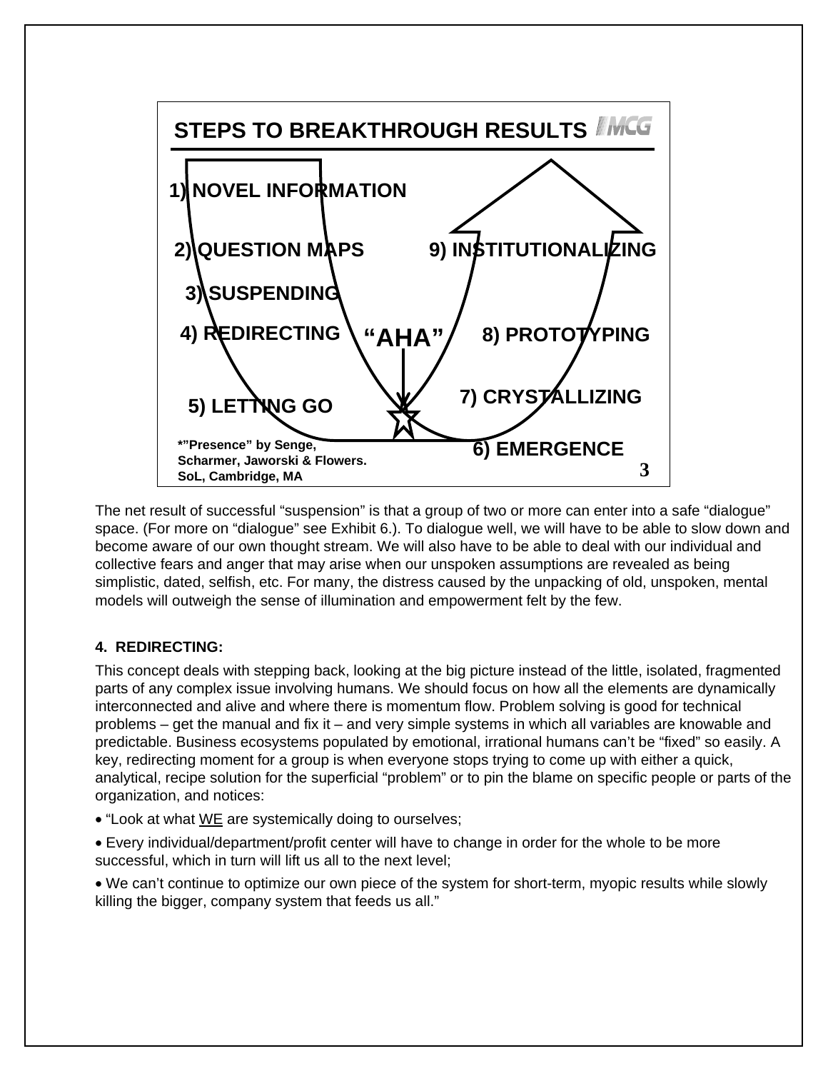**STEPS TO BREAKTHROUGH RESULTS**

1) NOVEL INFORMATION

2) QUESTION MAPS

3) SUSPENDING

4) REDIRECTING

5) LETTING GO

"AHA"

6) EMERGENCE

7) CRYSTALLIZING

8) PROTOTYPING

9) INSTITUTIONALIZING

*"Presence" by Senge, Scharmer, Jaworski & Flowers. SoL, Cambridge, MA

The net result of successful "suspension" is that a group of two or more can enter into a safe "dialogue" space. (For more on "dialogue" see Exhibit 6.). To dialogue well, we will have to be able to slow down and become aware of our own thought stream. We will also have to be able to deal with our individual and collective fears and anger that may arise when our unspoken assumptions are revealed as being simplistic, dated, selfish, etc. For many, the distress caused by the unpacking of old, unspoken, mental models will outweigh the sense of illumination and empowerment felt by the few.

**4. REDIRECTING:**

This concept deals with stepping back, looking at the big picture instead of the little, isolated, fragmented parts of any complex issue involving humans. We should focus on how all the elements are dynamically interconnected and alive and where there is momentum flow. Problem solving is good for technical problems – get the manual and fix it – and very simple systems in which all variables are knowable and predictable. Business ecosystems populated by emotional, irrational humans can't be "fixed" so easily. A key, redirecting moment for a group is when everyone stops trying to come up with either a quick, analytical, recipe solution for the superficial "problem" or to pin the blame on specific people or parts of the organization, and notices:

- "Look at what <u>WE</u> are systemically doing to ourselves;
- Every individual/department/profit center will have to change in order for the whole to be more successful, which in turn will lift us all to the next level;
- We can't continue to optimize our own piece of the system for short-term, myopic results while slowly killing the bigger, company system that feeds us all."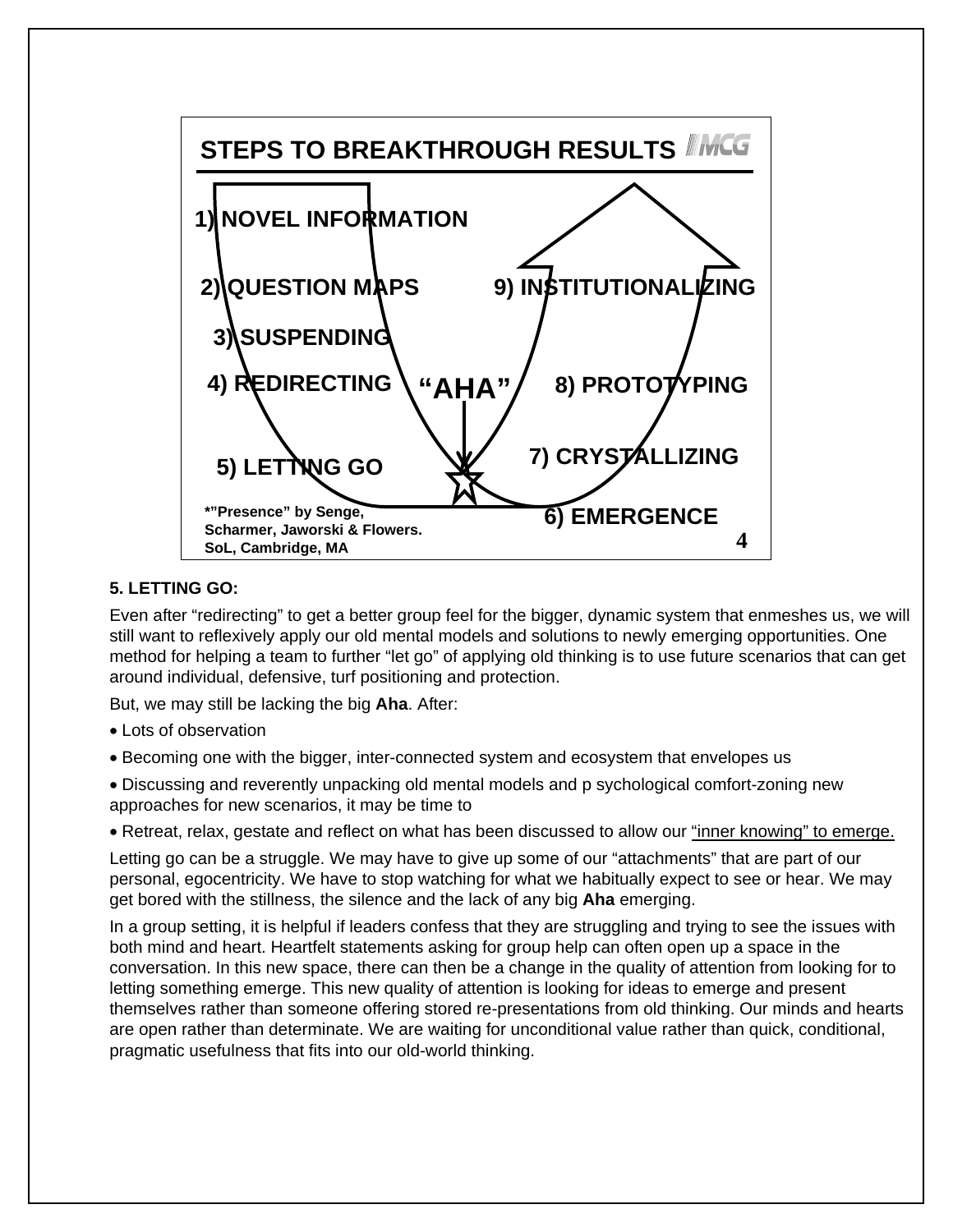**STEPS TO BREAKTHROUGH RESULTS**

1) NOVEL INFORMATION

2) QUESTION MAPS

3) SUSPENDING

4) REDIRECTING

5) LETTING GO

"AHA"

6) EMERGENCE

7) CRYSTALLIZING

8) PROTOTYPING

9) INSTITUTIONALIZING

*"Presence" by Senge, Scharmer, Jaworski & Flowers. SoL, Cambridge, MA

**5. LETTING GO:**

Even after "redirecting" to get a better group feel for the bigger, dynamic system that enmeshes us, we will still want to reflexively apply our old mental models and solutions to newly emerging opportunities. One method for helping a team to further "let go" of applying old thinking is to use future scenarios that can get around individual, defensive, turf positioning and protection.

But, we may still be lacking the big **Aha**. After:

- Lots of observation
- Becoming one with the bigger, inter-connected system and ecosystem that envelopes us
- Discussing and reverently unpacking old mental models and p sychological comfort-zoning new approaches for new scenarios, it may be time to
- Retreat, relax, gestate and reflect on what has been discussed to allow our "inner knowing" to emerge.

Letting go can be a struggle. We may have to give up some of our "attachments" that are part of our personal, egocentricity. We have to stop watching for what we habitually expect to see or hear. We may get bored with the stillness, the silence and the lack of any big **Aha** emerging.

In a group setting, it is helpful if leaders confess that they are struggling and trying to see the issues with both mind and heart. Heartfelt statements asking for group help can often open up a space in the conversation. In this new space, there can then be a change in the quality of attention from looking for to letting something emerge. This new quality of attention is looking for ideas to emerge and present themselves rather than someone offering stored re-presentations from old thinking. Our minds and hearts are open rather than determinate. We are waiting for unconditional value rather than quick, conditional, pragmatic usefulness that fits into our old-world thinking.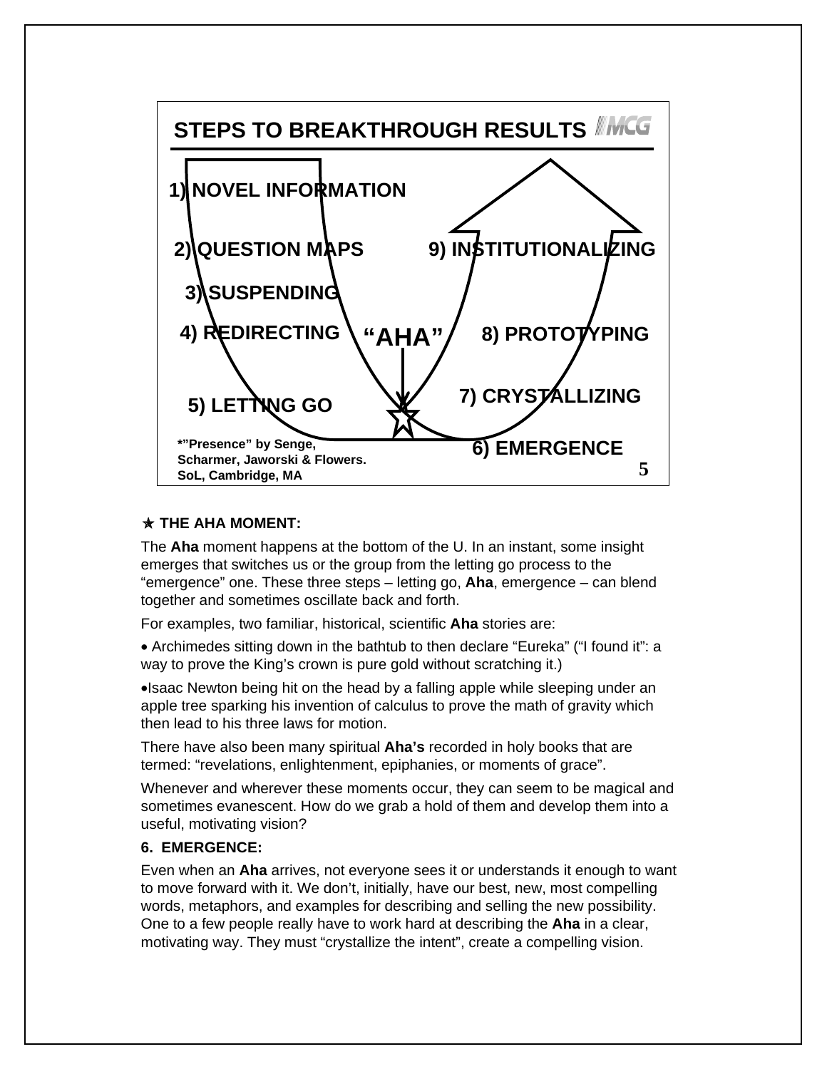## STEPS TO BREAKTHROUGH RESULTS

1) NOVEL INFORMATION

2) QUESTION MAPS

3) SUSPENDING

4) REDIRECTING

5) LETTING GO

"AHA"

6) EMERGENCE

7) CRYSTALLIZING

8) PROTOTYPING

9) INSTITUTIONALIZING

*"Presence" by Senge, Scharmer, Jaworski & Flowers. SoL, Cambridge, MA

**★ THE AHA MOMENT:**

The **Aha** moment happens at the bottom of the U. In an instant, some insight emerges that switches us or the group from the letting go process to the "emergence" one. These three steps – letting go, **Aha**, emergence – can blend together and sometimes oscillate back and forth.

For examples, two familiar, historical, scientific **Aha** stories are:

- Archimedes sitting down in the bathtub to then declare "Eureka" ("I found it": a way to prove the King's crown is pure gold without scratching it.)
- Isaac Newton being hit on the head by a falling apple while sleeping under an apple tree sparking his invention of calculus to prove the math of gravity which then lead to his three laws for motion.

There have also been many spiritual **Aha's** recorded in holy books that are termed: "revelations, enlightenment, epiphanies, or moments of grace".

Whenever and wherever these moments occur, they can seem to be magical and sometimes evanescent. How do we grab a hold of them and develop them into a useful, motivating vision?

**6. EMERGENCE:**

Even when an **Aha** arrives, not everyone sees it or understands it enough to want to move forward with it. We don't, initially, have our best, new, most compelling words, metaphors, and examples for describing and selling the new possibility. One to a few people really have to work hard at describing the **Aha** in a clear, motivating way. They must "crystallize the intent", create a compelling vision.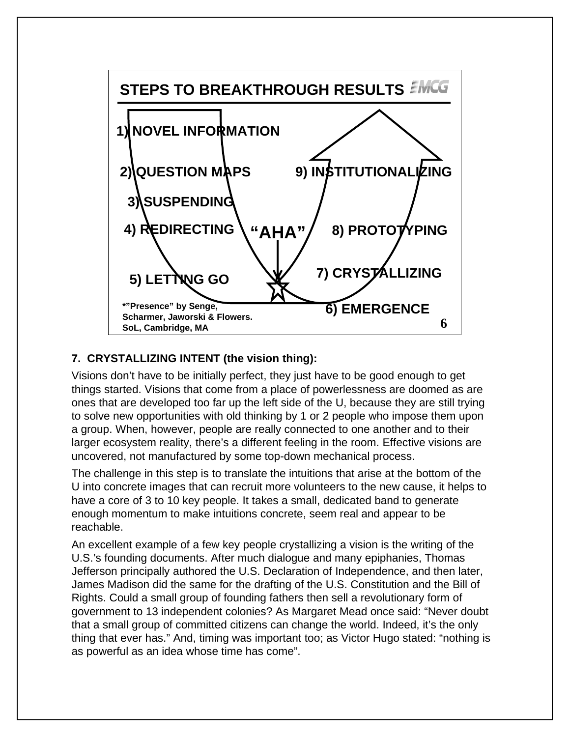## STEPS TO BREAKTHROUGH RESULTS

1) NOVEL INFORMATION

2) QUESTION MAPS

3) SUSPENDING

4) REDIRECTING

5) LETTING GO

"AHA"

6) EMERGENCE

7) CRYSTALLIZING

8) PROTOTYPING

9) INSTITUTIONALIZING

*"Presence" by Senge, Scharmer, Jaworski & Flowers. SoL, Cambridge, MA

**7. CRYSTALLIZING INTENT (the vision thing):**

Visions don't have to be initially perfect, they just have to be good enough to get things started. Visions that come from a place of powerlessness are doomed as are ones that are developed too far up the left side of the U, because they are still trying to solve new opportunities with old thinking by 1 or 2 people who impose them upon a group. When, however, people are really connected to one another and to their larger ecosystem reality, there's a different feeling in the room. Effective visions are uncovered, not manufactured by some top-down mechanical process.

The challenge in this step is to translate the intuitions that arise at the bottom of the U into concrete images that can recruit more volunteers to the new cause, it helps to have a core of 3 to 10 key people. It takes a small, dedicated band to generate enough momentum to make intuitions concrete, seem real and appear to be reachable.

An excellent example of a few key people crystallizing a vision is the writing of the U.S.'s founding documents. After much dialogue and many epiphanies, Thomas Jefferson principally authored the U.S. Declaration of Independence, and then later, James Madison did the same for the drafting of the U.S. Constitution and the Bill of Rights. Could a small group of founding fathers then sell a revolutionary form of government to 13 independent colonies? As Margaret Mead once said: "Never doubt that a small group of committed citizens can change the world. Indeed, it's the only thing that ever has." And, timing was important too; as Victor Hugo stated: "nothing is as powerful as an idea whose time has come".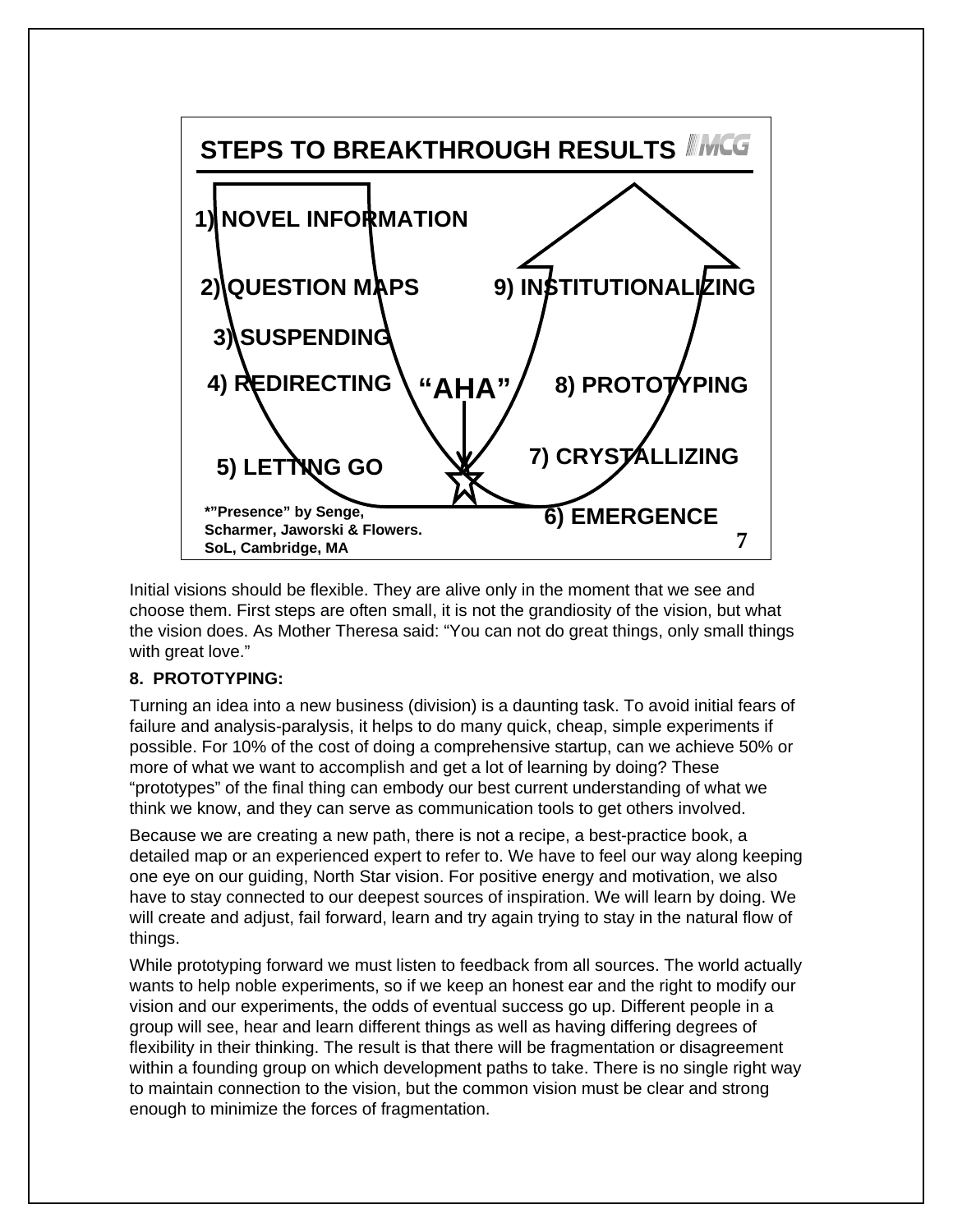**STEPS TO BREAKTHROUGH RESULTS** MCG

1) NOVEL INFORMATION

2) QUESTION MAPS

3) SUSPENDING

4) REDIRECTING

5) LETTING GO

"AHA"

6) EMERGENCE

7) CRYSTALLIZING

8) PROTOTYPING

9) INSTITUTIONALIZING

*"Presence" by Senge, Scharmer, Jaworski & Flowers. SoL, Cambridge, MA

Initial visions should be flexible. They are alive only in the moment that we see and choose them. First steps are often small, it is not the grandiosity of the vision, but what the vision does. As Mother Theresa said: "You can not do great things, only small things with great love."

**8. PROTOTYPING:**

Turning an idea into a new business (division) is a daunting task. To avoid initial fears of failure and analysis-paralysis, it helps to do many quick, cheap, simple experiments if possible. For 10% of the cost of doing a comprehensive startup, can we achieve 50% or more of what we want to accomplish and get a lot of learning by doing? These "prototypes" of the final thing can embody our best current understanding of what we think we know, and they can serve as communication tools to get others involved.

Because we are creating a new path, there is not a recipe, a best-practice book, a detailed map or an experienced expert to refer to. We have to feel our way along keeping one eye on our guiding, North Star vision. For positive energy and motivation, we also have to stay connected to our deepest sources of inspiration. We will learn by doing. We will create and adjust, fail forward, learn and try again trying to stay in the natural flow of things.

While prototyping forward we must listen to feedback from all sources. The world actually wants to help noble experiments, so if we keep an honest ear and the right to modify our vision and our experiments, the odds of eventual success go up. Different people in a group will see, hear and learn different things as well as having differing degrees of flexibility in their thinking. The result is that there will be fragmentation or disagreement within a founding group on which development paths to take. There is no single right way to maintain connection to the vision, but the common vision must be clear and strong enough to minimize the forces of fragmentation.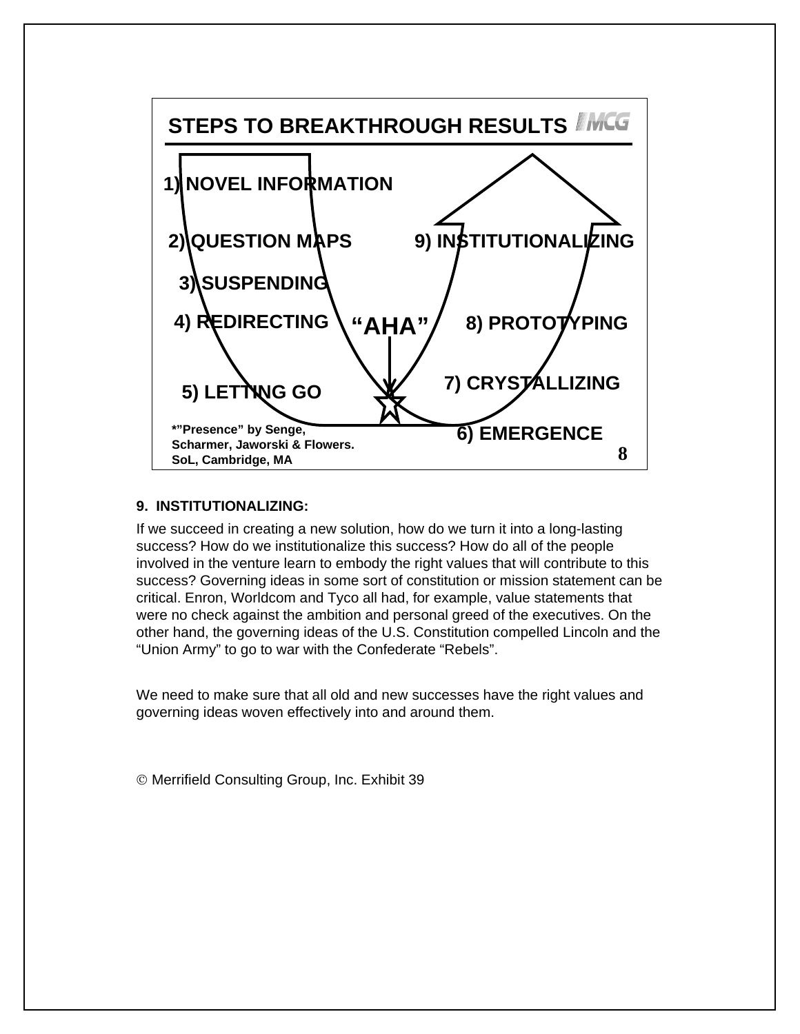STEPS TO BREAKTHROUGH RESULTS

1) NOVEL INFORMATION

2) QUESTION MAPS

3) SUSPENDING

4) REDIRECTING

5) LETTING GO

"AHA"

6) EMERGENCE

7) CRYSTALLIZING

8) PROTOTYPING

9) INSTITUTIONALIZING

*"Presence" by Senge, Scharmer, Jaworski & Flowers. SoL, Cambridge, MA

**9. INSTITUTIONALIZING:**

If we succeed in creating a new solution, how do we turn it into a long-lasting success? How do we institutionalize this success? How do all of the people involved in the venture learn to embody the right values that will contribute to this success? Governing ideas in some sort of constitution or mission statement can be critical. Enron, Worldcom and Tyco all had, for example, value statements that were no check against the ambition and personal greed of the executives. On the other hand, the governing ideas of the U.S. Constitution compelled Lincoln and the "Union Army" to go to war with the Confederate "Rebels".

We need to make sure that all old and new successes have the right values and governing ideas woven effectively into and around them.

© Merrifield Consulting Group, Inc. Exhibit 39